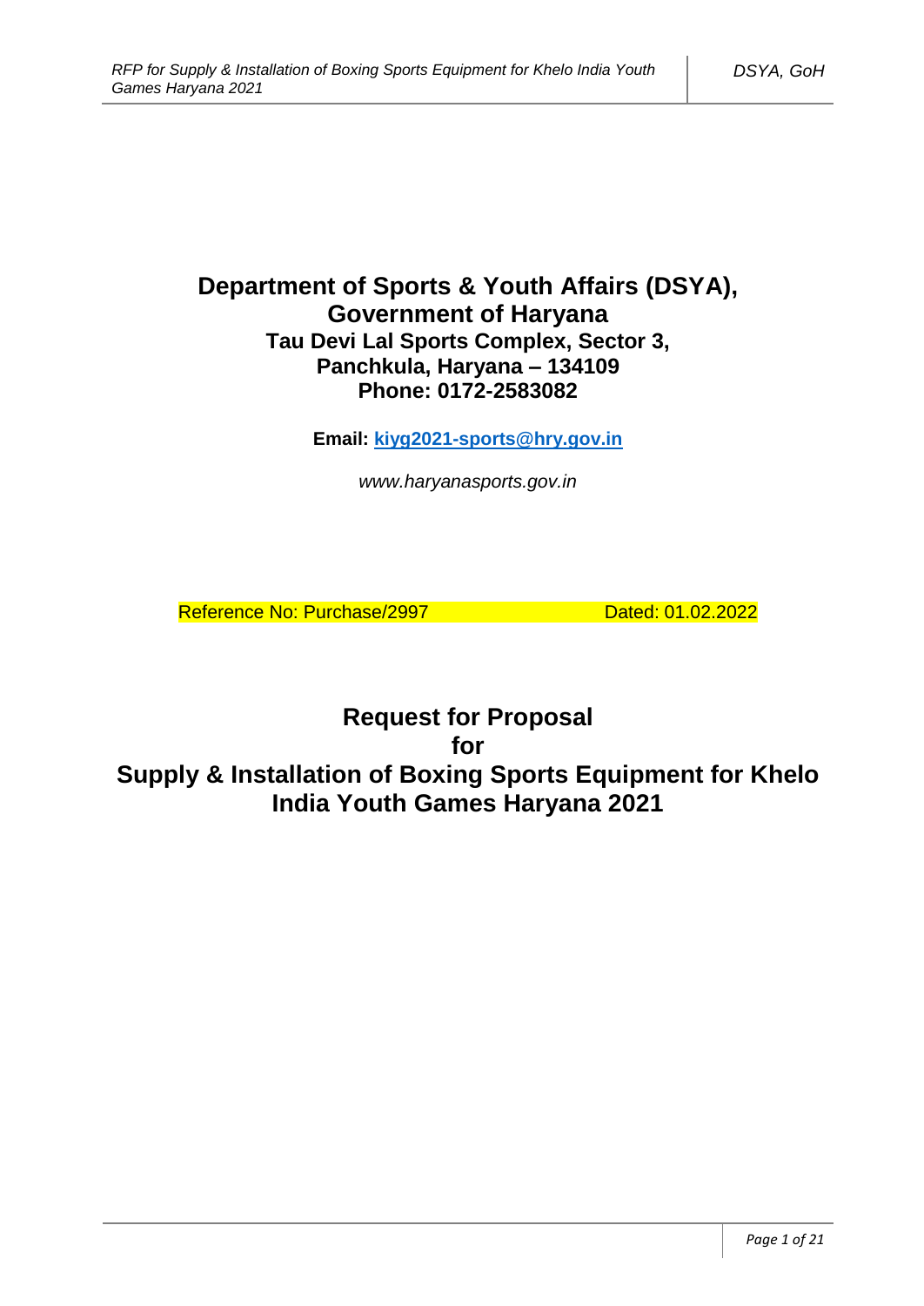# Department of Sports & Youth Affairs (DSYA), Government of Haryana

## Tau Devi Lal Sports Complex, Sector 3, Panchkula, Haryana – 134109

## Phone: 0172-2583082

**Email: kiyg2021-sports@hry.gov.in**

*www.haryanasports.gov.in*

Reference No: Purchase/2997 Dated: 01.02.2022

# Request for Proposal for Supply & Installation of Boxing Sports Equipment for Khelo India Youth Games Haryana 2021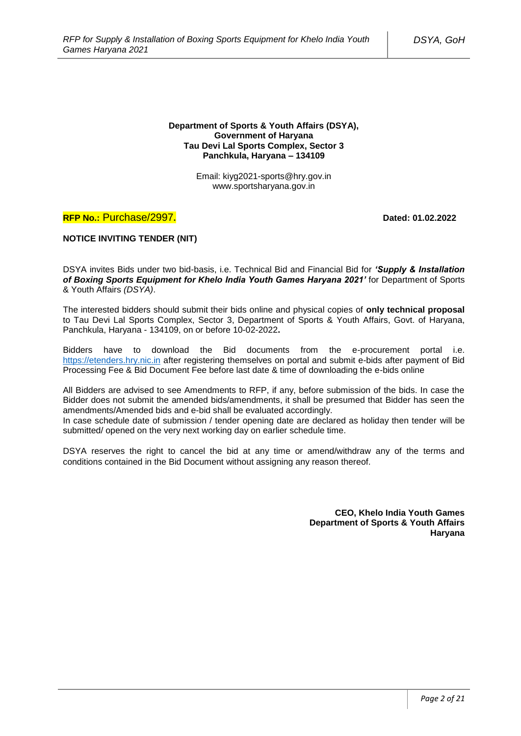**Department of Sports & Youth Affairs (DSYA),**
**Government of Haryana**
**Tau Devi Lal Sports Complex, Sector 3**
**Panchkula, Haryana – 134109**

Email: kiyg2021-sports@hry.gov.in
www.sportsharyana.gov.in

**RFP No.:** Purchase/2997. **Dated: 01.02.2022**

**NOTICE INVITING TENDER (NIT)**

DSYA invites Bids under two bid-basis, i.e. Technical Bid and Financial Bid for ***'Supply & Installation of Boxing Sports Equipment for Khelo India Youth Games Haryana 2021'*** for Department of Sports & Youth Affairs *(DSYA)*.

The interested bidders should submit their bids online and physical copies of **only technical proposal** to Tau Devi Lal Sports Complex, Sector 3, Department of Sports & Youth Affairs, Govt. of Haryana, Panchkula, Haryana - 134109, on or before 10-02-2022**.**

Bidders have to download the Bid documents from the e-procurement portal i.e. https://etenders.hry.nic.in after registering themselves on portal and submit e-bids after payment of Bid Processing Fee & Bid Document Fee before last date & time of downloading the e-bids online

All Bidders are advised to see Amendments to RFP, if any, before submission of the bids. In case the Bidder does not submit the amended bids/amendments, it shall be presumed that Bidder has seen the amendments/Amended bids and e-bid shall be evaluated accordingly.
In case schedule date of submission / tender opening date are declared as holiday then tender will be submitted/ opened on the very next working day on earlier schedule time.

DSYA reserves the right to cancel the bid at any time or amend/withdraw any of the terms and conditions contained in the Bid Document without assigning any reason thereof.

**CEO, Khelo India Youth Games**
**Department of Sports & Youth Affairs**
**Haryana**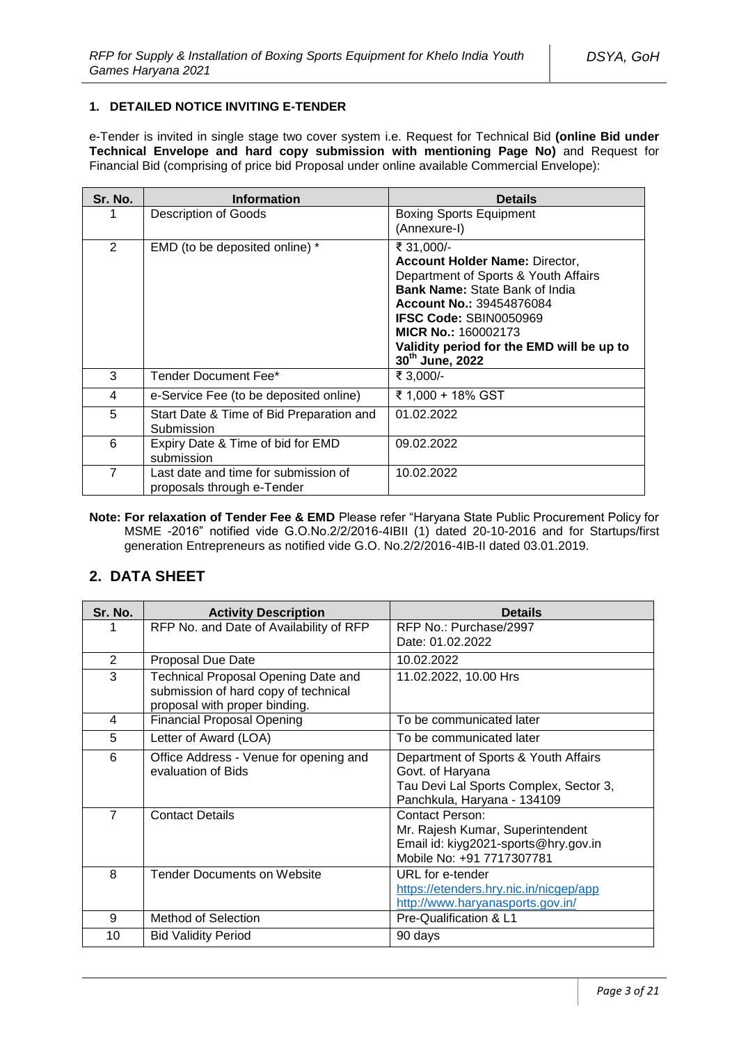## 1. DETAILED NOTICE INVITING E-TENDER

e-Tender is invited in single stage two cover system i.e. Request for Technical Bid **(online Bid under Technical Envelope and hard copy submission with mentioning Page No)** and Request for Financial Bid (comprising of price bid Proposal under online available Commercial Envelope):

| Sr. No. | Information | Details |
|---|---|---|
| 1 | Description of Goods | Boxing Sports Equipment (Annexure-I) |
| 2 | EMD (to be deposited online) * | ₹ 31,000/- **Account Holder Name:** Director, Department of Sports & Youth Affairs **Bank Name:** State Bank of India **Account No.:** 39454876084 **IFSC Code:** SBIN0050969 **MICR No.:** 160002173 **Validity period for the EMD will be up to 30th June, 2022** |
| 3 | Tender Document Fee* | ₹ 3,000/- |
| 4 | e-Service Fee (to be deposited online) | ₹ 1,000 + 18% GST |
| 5 | Start Date & Time of Bid Preparation and Submission | 01.02.2022 |
| 6 | Expiry Date & Time of bid for EMD submission | 09.02.2022 |
| 7 | Last date and time for submission of proposals through e-Tender | 10.02.2022 |

**Note: For relaxation of Tender Fee & EMD** Please refer "Haryana State Public Procurement Policy for MSME -2016" notified vide G.O.No.2/2/2016-4IBII (1) dated 20-10-2016 and for Startups/first generation Entrepreneurs as notified vide G.O. No.2/2/2016-4IB-II dated 03.01.2019.

## 2. DATA SHEET

| Sr. No. | Activity Description | Details |
|---|---|---|
| 1 | RFP No. and Date of Availability of RFP | RFP No.: Purchase/2997 Date: 01.02.2022 |
| 2 | Proposal Due Date | 10.02.2022 |
| 3 | Technical Proposal Opening Date and submission of hard copy of technical proposal with proper binding. | 11.02.2022, 10.00 Hrs |
| 4 | Financial Proposal Opening | To be communicated later |
| 5 | Letter of Award (LOA) | To be communicated later |
| 6 | Office Address - Venue for opening and evaluation of Bids | Department of Sports & Youth Affairs Govt. of Haryana Tau Devi Lal Sports Complex, Sector 3, Panchkula, Haryana - 134109 |
| 7 | Contact Details | Contact Person: Mr. Rajesh Kumar, Superintendent Email id: kiyg2021-sports@hry.gov.in Mobile No: +91 7717307781 |
| 8 | Tender Documents on Website | URL for e-tender https://etenders.hry.nic.in/nicgep/app http://www.haryanasports.gov.in/ |
| 9 | Method of Selection | Pre-Qualification & L1 |
| 10 | Bid Validity Period | 90 days |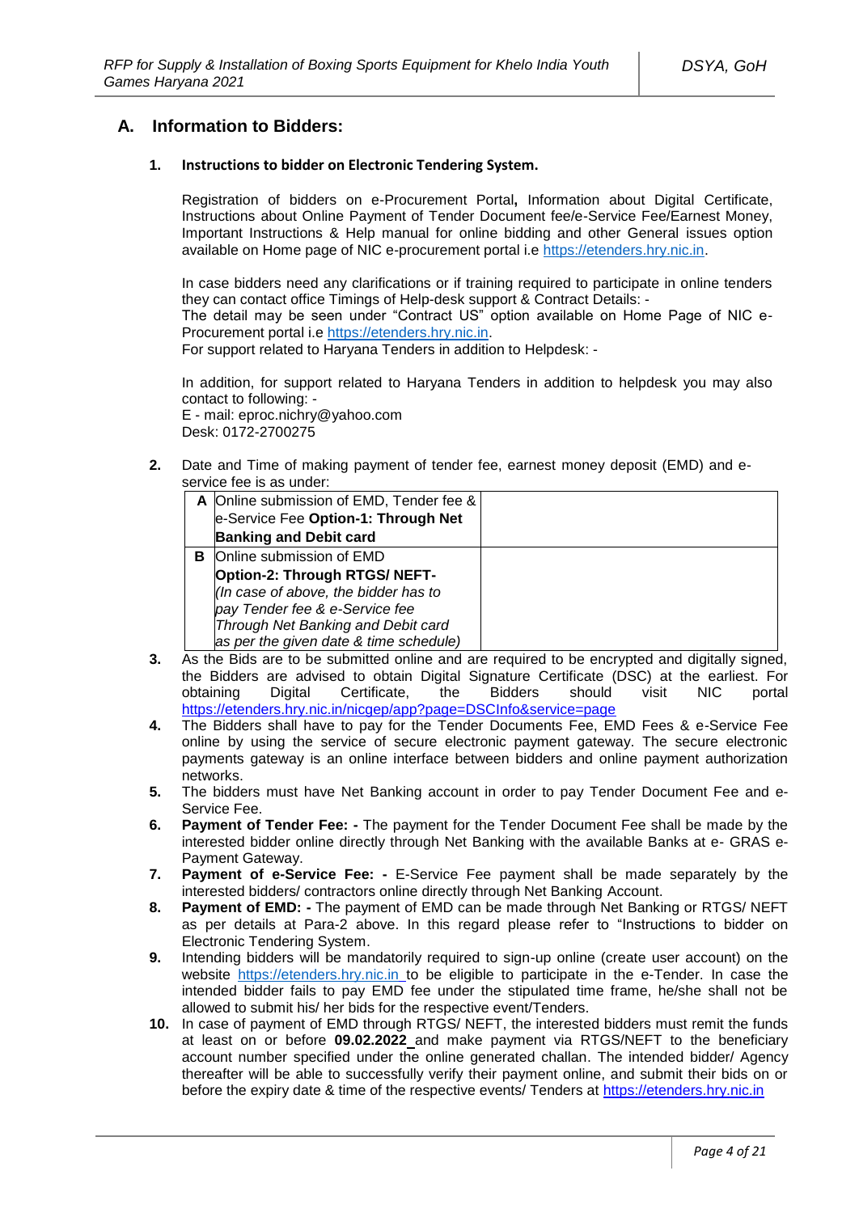## A. Information to Bidders:

### 1. Instructions to bidder on Electronic Tendering System.

Registration of bidders on e-Procurement Portal**,** Information about Digital Certificate, Instructions about Online Payment of Tender Document fee/e-Service Fee/Earnest Money, Important Instructions & Help manual for online bidding and other General issues option available on Home page of NIC e-procurement portal i.e https://etenders.hry.nic.in.

In case bidders need any clarifications or if training required to participate in online tenders they can contact office Timings of Help-desk support & Contract Details: -
The detail may be seen under "Contract US" option available on Home Page of NIC e-Procurement portal i.e https://etenders.hry.nic.in.
For support related to Haryana Tenders in addition to Helpdesk: -

In addition, for support related to Haryana Tenders in addition to helpdesk you may also contact to following: -
E - mail: eproc.nichry@yahoo.com
Desk: 0172-2700275

**2.** Date and Time of making payment of tender fee, earnest money deposit (EMD) and e-service fee is as under:

| | | |
|---|---|---|
| **A** | Online submission of EMD, Tender fee & e-Service Fee **Option-1: Through Net Banking and Debit card** | |
| **B** | Online submission of EMD **Option-2: Through RTGS/ NEFT-** *(In case of above, the bidder has to pay Tender fee & e-Service fee Through Net Banking and Debit card as per the given date & time schedule)* | |

**3.** As the Bids are to be submitted online and are required to be encrypted and digitally signed, the Bidders are advised to obtain Digital Signature Certificate (DSC) at the earliest. For obtaining Digital Certificate, the Bidders should visit NIC portal https://etenders.hry.nic.in/nicgep/app?page=DSCInfo&service=page

**4.** The Bidders shall have to pay for the Tender Documents Fee, EMD Fees & e-Service Fee online by using the service of secure electronic payment gateway. The secure electronic payments gateway is an online interface between bidders and online payment authorization networks.

**5.** The bidders must have Net Banking account in order to pay Tender Document Fee and e-Service Fee.

**6.** **Payment of Tender Fee: -** The payment for the Tender Document Fee shall be made by the interested bidder online directly through Net Banking with the available Banks at e- GRAS e-Payment Gateway.

**7.** **Payment of e-Service Fee: -** E-Service Fee payment shall be made separately by the interested bidders/ contractors online directly through Net Banking Account.

**8.** **Payment of EMD: -** The payment of EMD can be made through Net Banking or RTGS/ NEFT as per details at Para-2 above. In this regard please refer to "Instructions to bidder on Electronic Tendering System.

**9.** Intending bidders will be mandatorily required to sign-up online (create user account) on the website https://etenders.hry.nic.in to be eligible to participate in the e-Tender. In case the intended bidder fails to pay EMD fee under the stipulated time frame, he/she shall not be allowed to submit his/ her bids for the respective event/Tenders.

**10.** In case of payment of EMD through RTGS/ NEFT, the interested bidders must remit the funds at least on or before **09.02.2022** and make payment via RTGS/NEFT to the beneficiary account number specified under the online generated challan. The intended bidder/ Agency thereafter will be able to successfully verify their payment online, and submit their bids on or before the expiry date & time of the respective events/ Tenders at https://etenders.hry.nic.in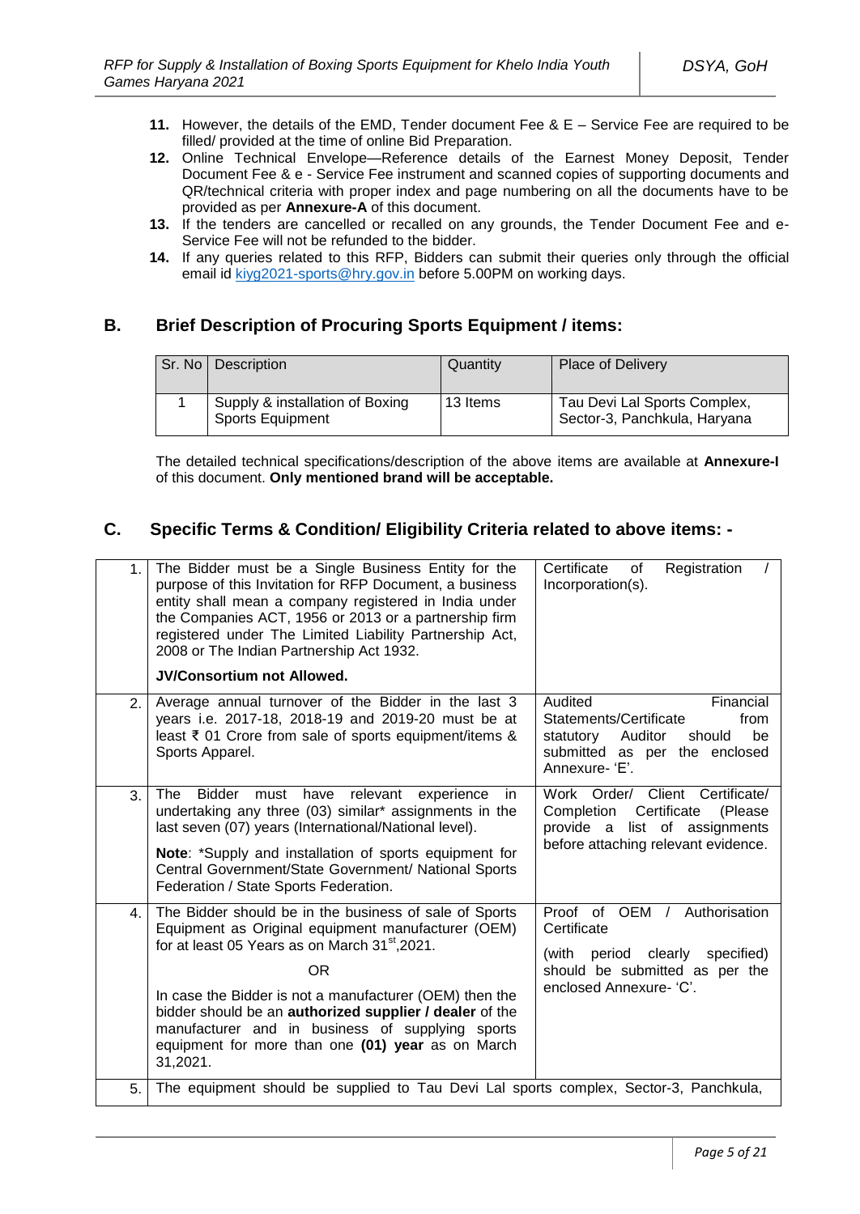11. However, the details of the EMD, Tender document Fee & E – Service Fee are required to be filled/ provided at the time of online Bid Preparation.
12. Online Technical Envelope—Reference details of the Earnest Money Deposit, Tender Document Fee & e - Service Fee instrument and scanned copies of supporting documents and QR/technical criteria with proper index and page numbering on all the documents have to be provided as per **Annexure-A** of this document.
13. If the tenders are cancelled or recalled on any grounds, the Tender Document Fee and e-Service Fee will not be refunded to the bidder.
14. If any queries related to this RFP, Bidders can submit their queries only through the official email id kiyg2021-sports@hry.gov.in before 5.00PM on working days.

## B. Brief Description of Procuring Sports Equipment / items:

| Sr. No | Description | Quantity | Place of Delivery |
|---|---|---|---|
| 1 | Supply & installation of Boxing Sports Equipment | 13 Items | Tau Devi Lal Sports Complex, Sector-3, Panchkula, Haryana |

The detailed technical specifications/description of the above items are available at **Annexure-I** of this document. **Only mentioned brand will be acceptable.**

## C. Specific Terms & Condition/ Eligibility Criteria related to above items: -

| | | |
|---|---|---|
| 1. | The Bidder must be a Single Business Entity for the purpose of this Invitation for RFP Document, a business entity shall mean a company registered in India under the Companies ACT, 1956 or 2013 or a partnership firm registered under The Limited Liability Partnership Act, 2008 or The Indian Partnership Act 1932.<br><br>**JV/Consortium not Allowed.** | Certificate of Registration / Incorporation(s). |
| 2. | Average annual turnover of the Bidder in the last 3 years i.e. 2017-18, 2018-19 and 2019-20 must be at least ₹ 01 Crore from sale of sports equipment/items & Sports Apparel. | Audited Financial Statements/Certificate from statutory Auditor should be submitted as per the enclosed Annexure- 'E'. |
| 3. | The Bidder must have relevant experience in undertaking any three (03) similar* assignments in the last seven (07) years (International/National level).<br><br>**Note**: *Supply and installation of sports equipment for Central Government/State Government/ National Sports Federation / State Sports Federation. | Work Order/ Client Certificate/ Completion Certificate (Please provide a list of assignments before attaching relevant evidence. |
| 4. | The Bidder should be in the business of sale of Sports Equipment as Original equipment manufacturer (OEM) for at least 05 Years as on March 31st,2021.<br><br>OR<br><br>In case the Bidder is not a manufacturer (OEM) then the bidder should be an **authorized supplier / dealer** of the manufacturer and in business of supplying sports equipment for more than one **(01) year** as on March 31,2021. | Proof of OEM / Authorisation Certificate<br><br>(with period clearly specified) should be submitted as per the enclosed Annexure- 'C'. |
| 5. | The equipment should be supplied to Tau Devi Lal sports complex, Sector-3, Panchkula, | |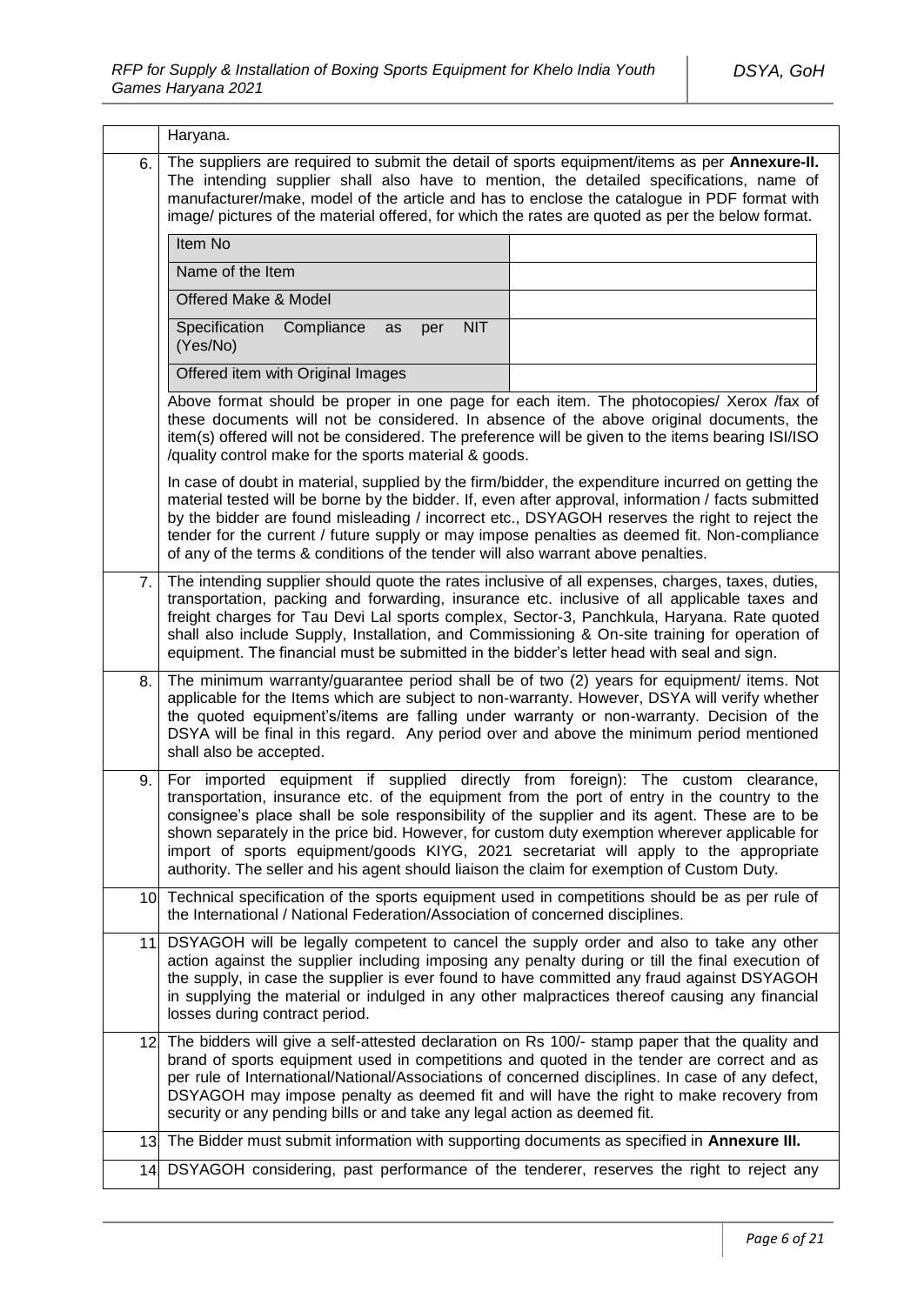| | |
|---|---|
| | Haryana. |
| 6. | The suppliers are required to submit the detail of sports equipment/items as per **Annexure-II.** The intending supplier shall also have to mention, the detailed specifications, name of manufacturer/make, model of the article and has to enclose the catalogue in PDF format with image/ pictures of the material offered, for which the rates are quoted as per the below format.<br><br>Item No: ___<br>Name of the Item: ___<br>Offered Make & Model: ___<br>Specification Compliance as per NIT (Yes/No): ___<br>Offered item with Original Images: ___<br><br>Above format should be proper in one page for each item. The photocopies/ Xerox /fax of these documents will not be considered. In absence of the above original documents, the item(s) offered will not be considered. The preference will be given to the items bearing ISI/ISO /quality control make for the sports material & goods.<br><br>In case of doubt in material, supplied by the firm/bidder, the expenditure incurred on getting the material tested will be borne by the bidder. If, even after approval, information / facts submitted by the bidder are found misleading / incorrect etc., DSYAGOH reserves the right to reject the tender for the current / future supply or may impose penalties as deemed fit. Non-compliance of any of the terms & conditions of the tender will also warrant above penalties. |
| 7. | The intending supplier should quote the rates inclusive of all expenses, charges, taxes, duties, transportation, packing and forwarding, insurance etc. inclusive of all applicable taxes and freight charges for Tau Devi Lal sports complex, Sector-3, Panchkula, Haryana. Rate quoted shall also include Supply, Installation, and Commissioning & On-site training for operation of equipment. The financial must be submitted in the bidder's letter head with seal and sign. |
| 8. | The minimum warranty/guarantee period shall be of two (2) years for equipment/ items. Not applicable for the Items which are subject to non-warranty. However, DSYA will verify whether the quoted equipment's/items are falling under warranty or non-warranty. Decision of the DSYA will be final in this regard. Any period over and above the minimum period mentioned shall also be accepted. |
| 9. | For imported equipment if supplied directly from foreign): The custom clearance, transportation, insurance etc. of the equipment from the port of entry in the country to the consignee's place shall be sole responsibility of the supplier and its agent. These are to be shown separately in the price bid. However, for custom duty exemption wherever applicable for import of sports equipment/goods KIYG, 2021 secretariat will apply to the appropriate authority. The seller and his agent should liaison the claim for exemption of Custom Duty. |
| 10 | Technical specification of the sports equipment used in competitions should be as per rule of the International / National Federation/Association of concerned disciplines. |
| 11 | DSYAGOH will be legally competent to cancel the supply order and also to take any other action against the supplier including imposing any penalty during or till the final execution of the supply, in case the supplier is ever found to have committed any fraud against DSYAGOH in supplying the material or indulged in any other malpractices thereof causing any financial losses during contract period. |
| 12 | The bidders will give a self-attested declaration on Rs 100/- stamp paper that the quality and brand of sports equipment used in competitions and quoted in the tender are correct and as per rule of International/National/Associations of concerned disciplines. In case of any defect, DSYAGOH may impose penalty as deemed fit and will have the right to make recovery from security or any pending bills or and take any legal action as deemed fit. |
| 13 | The Bidder must submit information with supporting documents as specified in **Annexure III.** |
| 14 | DSYAGOH considering, past performance of the tenderer, reserves the right to reject any |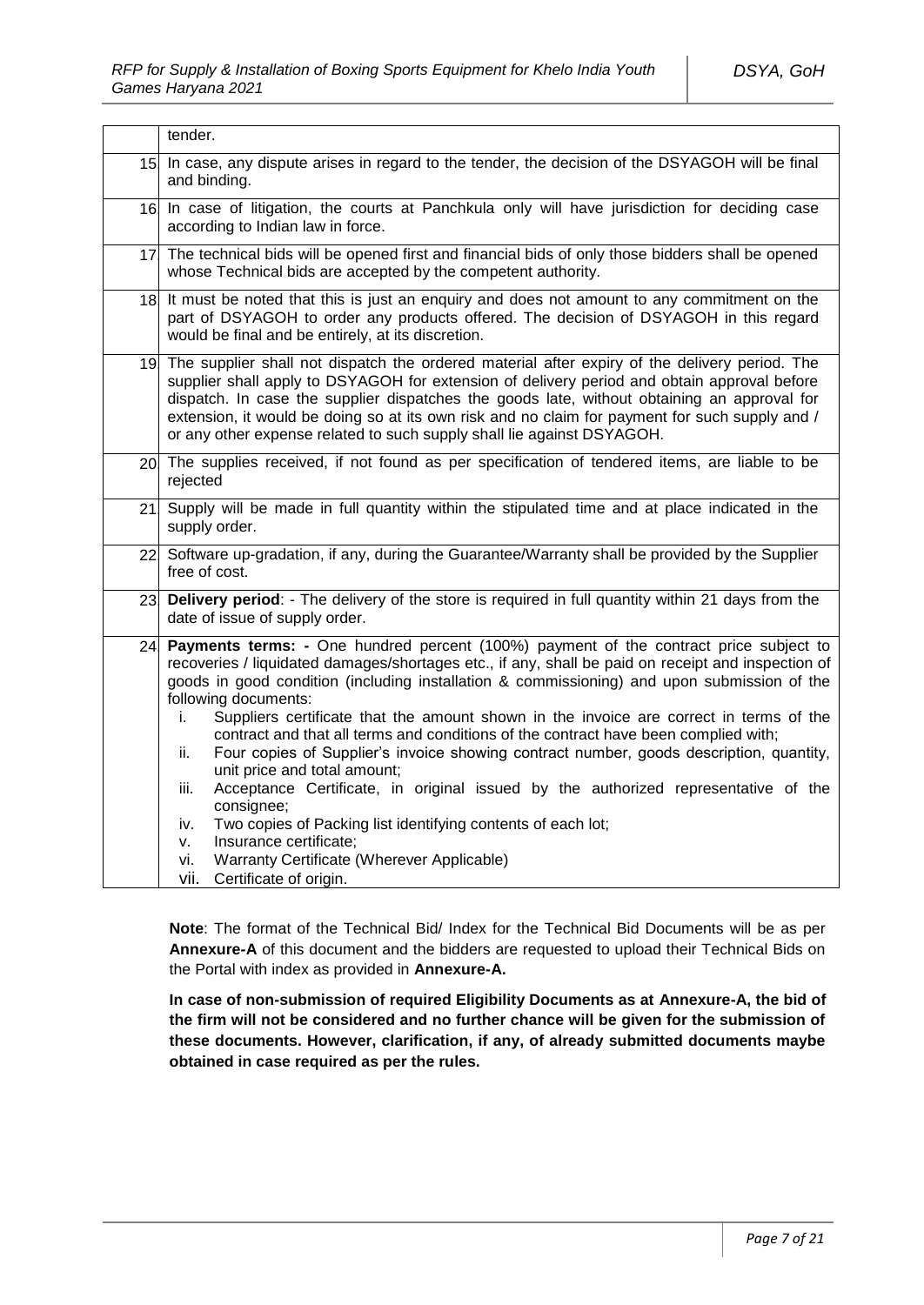|  |  |
|---|---|
|  | tender. |
| 15 | In case, any dispute arises in regard to the tender, the decision of the DSYAGOH will be final and binding. |
| 16 | In case of litigation, the courts at Panchkula only will have jurisdiction for deciding case according to Indian law in force. |
| 17 | The technical bids will be opened first and financial bids of only those bidders shall be opened whose Technical bids are accepted by the competent authority. |
| 18 | It must be noted that this is just an enquiry and does not amount to any commitment on the part of DSYAGOH to order any products offered. The decision of DSYAGOH in this regard would be final and be entirely, at its discretion. |
| 19 | The supplier shall not dispatch the ordered material after expiry of the delivery period. The supplier shall apply to DSYAGOH for extension of delivery period and obtain approval before dispatch. In case the supplier dispatches the goods late, without obtaining an approval for extension, it would be doing so at its own risk and no claim for payment for such supply and / or any other expense related to such supply shall lie against DSYAGOH. |
| 20 | The supplies received, if not found as per specification of tendered items, are liable to be rejected |
| 21 | Supply will be made in full quantity within the stipulated time and at place indicated in the supply order. |
| 22 | Software up-gradation, if any, during the Guarantee/Warranty shall be provided by the Supplier free of cost. |
| 23 | **Delivery period**: - The delivery of the store is required in full quantity within 21 days from the date of issue of supply order. |
| 24 | **Payments terms: -** One hundred percent (100%) payment of the contract price subject to recoveries / liquidated damages/shortages etc., if any, shall be paid on receipt and inspection of goods in good condition (including installation & commissioning) and upon submission of the following documents:<br>i. Suppliers certificate that the amount shown in the invoice are correct in terms of the contract and that all terms and conditions of the contract have been complied with;<br>ii. Four copies of Supplier's invoice showing contract number, goods description, quantity, unit price and total amount;<br>iii. Acceptance Certificate, in original issued by the authorized representative of the consignee;<br>iv. Two copies of Packing list identifying contents of each lot;<br>v. Insurance certificate;<br>vi. Warranty Certificate (Wherever Applicable)<br>vii. Certificate of origin. |

**Note**: The format of the Technical Bid/ Index for the Technical Bid Documents will be as per **Annexure-A** of this document and the bidders are requested to upload their Technical Bids on the Portal with index as provided in **Annexure-A.**

**In case of non-submission of required Eligibility Documents as at Annexure-A, the bid of the firm will not be considered and no further chance will be given for the submission of these documents. However, clarification, if any, of already submitted documents maybe obtained in case required as per the rules.**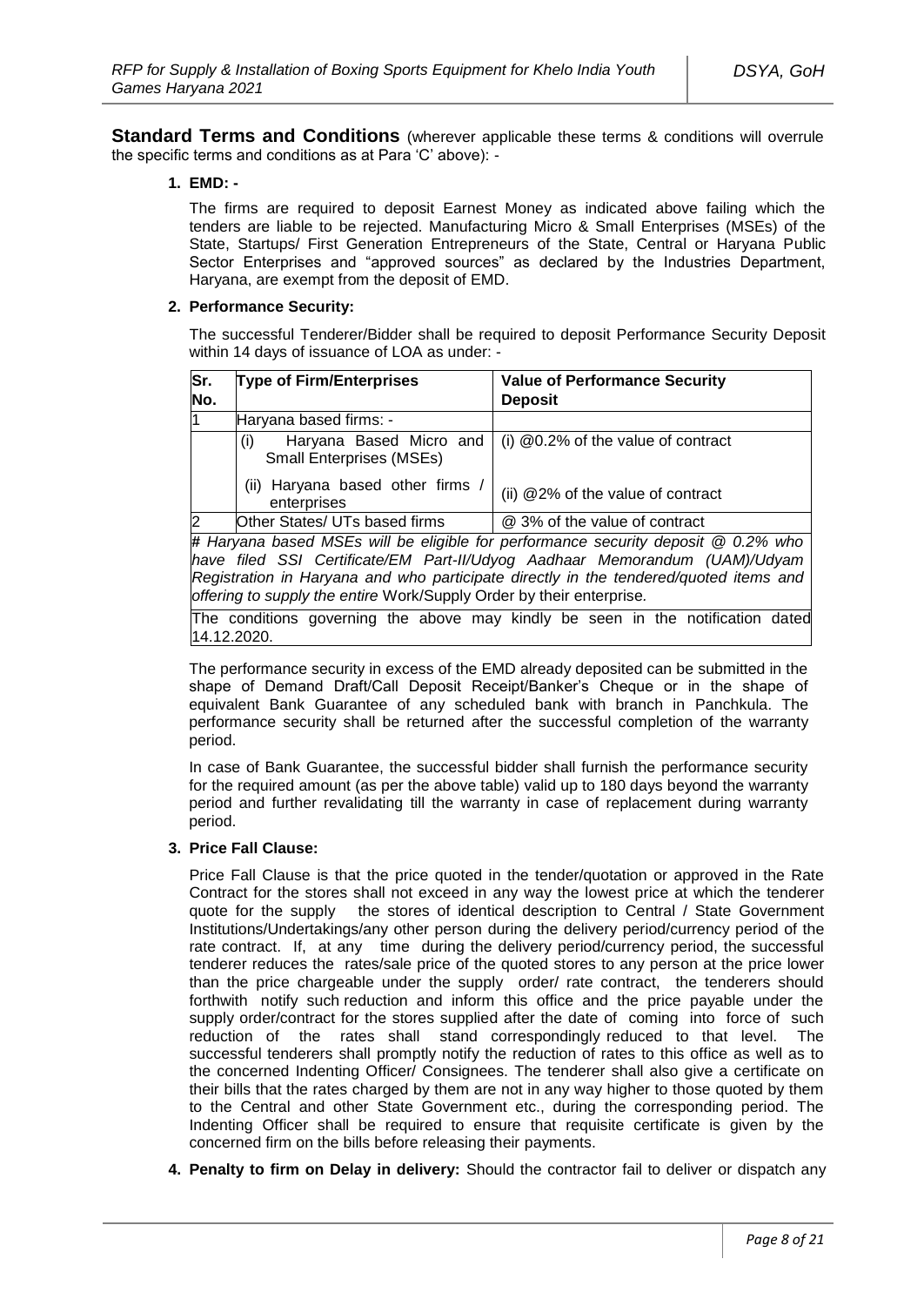**Standard Terms and Conditions** (wherever applicable these terms & conditions will overrule the specific terms and conditions as at Para 'C' above): -

1. **EMD: -**

   The firms are required to deposit Earnest Money as indicated above failing which the tenders are liable to be rejected. Manufacturing Micro & Small Enterprises (MSEs) of the State, Startups/ First Generation Entrepreneurs of the State, Central or Haryana Public Sector Enterprises and "approved sources" as declared by the Industries Department, Haryana, are exempt from the deposit of EMD.

2. **Performance Security:**

   The successful Tenderer/Bidder shall be required to deposit Performance Security Deposit within 14 days of issuance of LOA as under: -

| Sr. No. | Type of Firm/Enterprises | Value of Performance Security Deposit |
|---|---|---|
| 1 | Haryana based firms: - | |
| | (i) Haryana Based Micro and Small Enterprises (MSEs) | (i) @0.2% of the value of contract |
| | (ii) Haryana based other firms / enterprises | (ii) @2% of the value of contract |
| 2 | Other States/ UTs based firms | @ 3% of the value of contract |
| *# Haryana based MSEs will be eligible for performance security deposit @ 0.2% who have filed SSI Certificate/EM Part-II/Udyog Aadhaar Memorandum (UAM)/Udyam Registration in Haryana and who participate directly in the tendered/quoted items and offering to supply the entire* Work/Supply Order by their enterprise. | | |
| The conditions governing the above may kindly be seen in the notification dated 14.12.2020. | | |

   The performance security in excess of the EMD already deposited can be submitted in the shape of Demand Draft/Call Deposit Receipt/Banker's Cheque or in the shape of equivalent Bank Guarantee of any scheduled bank with branch in Panchkula. The performance security shall be returned after the successful completion of the warranty period.

   In case of Bank Guarantee, the successful bidder shall furnish the performance security for the required amount (as per the above table) valid up to 180 days beyond the warranty period and further revalidating till the warranty in case of replacement during warranty period.

3. **Price Fall Clause:**

   Price Fall Clause is that the price quoted in the tender/quotation or approved in the Rate Contract for the stores shall not exceed in any way the lowest price at which the tenderer quote for the supply the stores of identical description to Central / State Government Institutions/Undertakings/any other person during the delivery period/currency period of the rate contract. If, at any time during the delivery period/currency period, the successful tenderer reduces the rates/sale price of the quoted stores to any person at the price lower than the price chargeable under the supply order/ rate contract, the tenderers should forthwith notify such reduction and inform this office and the price payable under the supply order/contract for the stores supplied after the date of coming into force of such reduction of the rates shall stand correspondingly reduced to that level. The successful tenderers shall promptly notify the reduction of rates to this office as well as to the concerned Indenting Officer/ Consignees. The tenderer shall also give a certificate on their bills that the rates charged by them are not in any way higher to those quoted by them to the Central and other State Government etc., during the corresponding period. The Indenting Officer shall be required to ensure that requisite certificate is given by the concerned firm on the bills before releasing their payments.

4. **Penalty to firm on Delay in delivery:** Should the contractor fail to deliver or dispatch any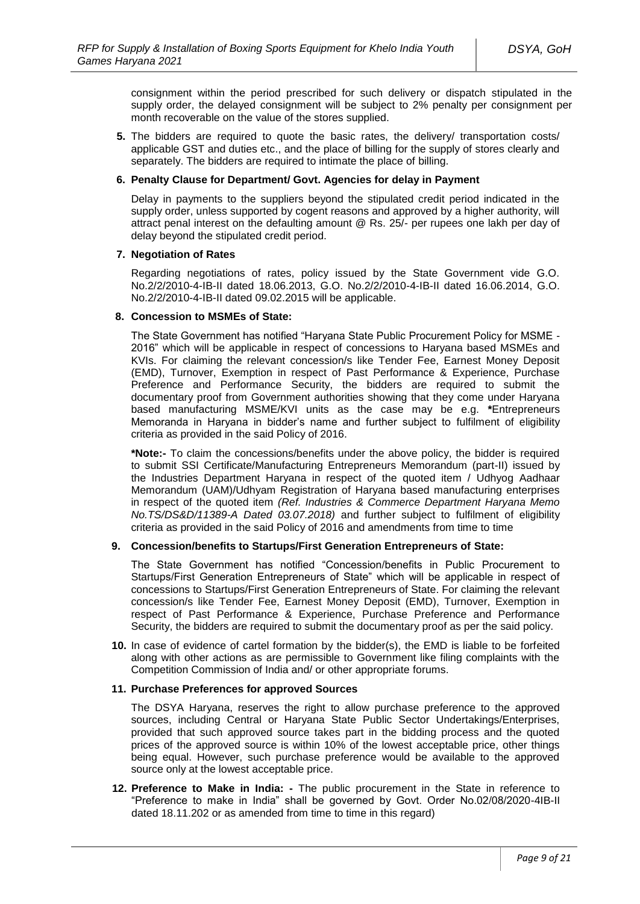consignment within the period prescribed for such delivery or dispatch stipulated in the supply order, the delayed consignment will be subject to 2% penalty per consignment per month recoverable on the value of the stores supplied.

**5.** The bidders are required to quote the basic rates, the delivery/ transportation costs/ applicable GST and duties etc., and the place of billing for the supply of stores clearly and separately. The bidders are required to intimate the place of billing.

**6. Penalty Clause for Department/ Govt. Agencies for delay in Payment**

Delay in payments to the suppliers beyond the stipulated credit period indicated in the supply order, unless supported by cogent reasons and approved by a higher authority, will attract penal interest on the defaulting amount @ Rs. 25/- per rupees one lakh per day of delay beyond the stipulated credit period.

**7. Negotiation of Rates**

Regarding negotiations of rates, policy issued by the State Government vide G.O. No.2/2/2010-4-IB-II dated 18.06.2013, G.O. No.2/2/2010-4-IB-II dated 16.06.2014, G.O. No.2/2/2010-4-IB-II dated 09.02.2015 will be applicable.

**8. Concession to MSMEs of State:**

The State Government has notified "Haryana State Public Procurement Policy for MSME - 2016" which will be applicable in respect of concessions to Haryana based MSMEs and KVIs. For claiming the relevant concession/s like Tender Fee, Earnest Money Deposit (EMD), Turnover, Exemption in respect of Past Performance & Experience, Purchase Preference and Performance Security, the bidders are required to submit the documentary proof from Government authorities showing that they come under Haryana based manufacturing MSME/KVI units as the case may be e.g. **\***Entrepreneurs Memoranda in Haryana in bidder's name and further subject to fulfilment of eligibility criteria as provided in the said Policy of 2016.

**\*Note:-** To claim the concessions/benefits under the above policy, the bidder is required to submit SSI Certificate/Manufacturing Entrepreneurs Memorandum (part-II) issued by the Industries Department Haryana in respect of the quoted item / Udhyog Aadhaar Memorandum (UAM)/Udhyam Registration of Haryana based manufacturing enterprises in respect of the quoted item *(Ref. Industries & Commerce Department Haryana Memo No.TS/DS&D/11389-A Dated 03.07.2018)* and further subject to fulfilment of eligibility criteria as provided in the said Policy of 2016 and amendments from time to time

**9. Concession/benefits to Startups/First Generation Entrepreneurs of State:**

The State Government has notified "Concession/benefits in Public Procurement to Startups/First Generation Entrepreneurs of State" which will be applicable in respect of concessions to Startups/First Generation Entrepreneurs of State. For claiming the relevant concession/s like Tender Fee, Earnest Money Deposit (EMD), Turnover, Exemption in respect of Past Performance & Experience, Purchase Preference and Performance Security, the bidders are required to submit the documentary proof as per the said policy.

**10.** In case of evidence of cartel formation by the bidder(s), the EMD is liable to be forfeited along with other actions as are permissible to Government like filing complaints with the Competition Commission of India and/ or other appropriate forums.

**11. Purchase Preferences for approved Sources**

The DSYA Haryana, reserves the right to allow purchase preference to the approved sources, including Central or Haryana State Public Sector Undertakings/Enterprises, provided that such approved source takes part in the bidding process and the quoted prices of the approved source is within 10% of the lowest acceptable price, other things being equal. However, such purchase preference would be available to the approved source only at the lowest acceptable price.

**12. Preference to Make in India: -** The public procurement in the State in reference to "Preference to make in India" shall be governed by Govt. Order No.02/08/2020-4IB-II dated 18.11.202 or as amended from time to time in this regard)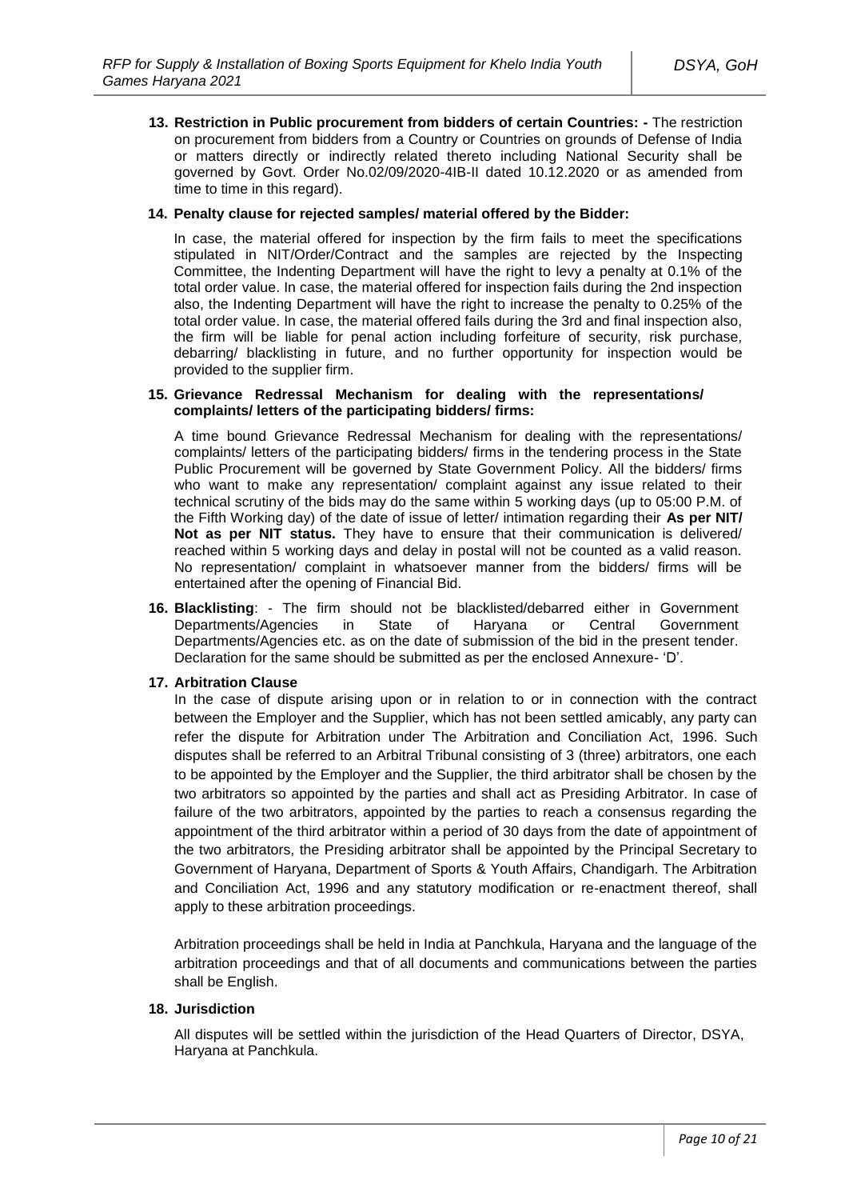**13. Restriction in Public procurement from bidders of certain Countries: -** The restriction on procurement from bidders from a Country or Countries on grounds of Defense of India or matters directly or indirectly related thereto including National Security shall be governed by Govt. Order No.02/09/2020-4IB-II dated 10.12.2020 or as amended from time to time in this regard).

**14. Penalty clause for rejected samples/ material offered by the Bidder:**

In case, the material offered for inspection by the firm fails to meet the specifications stipulated in NIT/Order/Contract and the samples are rejected by the Inspecting Committee, the Indenting Department will have the right to levy a penalty at 0.1% of the total order value. In case, the material offered for inspection fails during the 2nd inspection also, the Indenting Department will have the right to increase the penalty to 0.25% of the total order value. In case, the material offered fails during the 3rd and final inspection also, the firm will be liable for penal action including forfeiture of security, risk purchase, debarring/ blacklisting in future, and no further opportunity for inspection would be provided to the supplier firm.

**15. Grievance Redressal Mechanism for dealing with the representations/ complaints/ letters of the participating bidders/ firms:**

A time bound Grievance Redressal Mechanism for dealing with the representations/ complaints/ letters of the participating bidders/ firms in the tendering process in the State Public Procurement will be governed by State Government Policy. All the bidders/ firms who want to make any representation/ complaint against any issue related to their technical scrutiny of the bids may do the same within 5 working days (up to 05:00 P.M. of the Fifth Working day) of the date of issue of letter/ intimation regarding their **As per NIT/ Not as per NIT status.** They have to ensure that their communication is delivered/ reached within 5 working days and delay in postal will not be counted as a valid reason. No representation/ complaint in whatsoever manner from the bidders/ firms will be entertained after the opening of Financial Bid.

**16. Blacklisting**: - The firm should not be blacklisted/debarred either in Government Departments/Agencies in State of Haryana or Central Government Departments/Agencies etc. as on the date of submission of the bid in the present tender. Declaration for the same should be submitted as per the enclosed Annexure- 'D'.

**17. Arbitration Clause**

In the case of dispute arising upon or in relation to or in connection with the contract between the Employer and the Supplier, which has not been settled amicably, any party can refer the dispute for Arbitration under The Arbitration and Conciliation Act, 1996. Such disputes shall be referred to an Arbitral Tribunal consisting of 3 (three) arbitrators, one each to be appointed by the Employer and the Supplier, the third arbitrator shall be chosen by the two arbitrators so appointed by the parties and shall act as Presiding Arbitrator. In case of failure of the two arbitrators, appointed by the parties to reach a consensus regarding the appointment of the third arbitrator within a period of 30 days from the date of appointment of the two arbitrators, the Presiding arbitrator shall be appointed by the Principal Secretary to Government of Haryana, Department of Sports & Youth Affairs, Chandigarh. The Arbitration and Conciliation Act, 1996 and any statutory modification or re-enactment thereof, shall apply to these arbitration proceedings.

Arbitration proceedings shall be held in India at Panchkula, Haryana and the language of the arbitration proceedings and that of all documents and communications between the parties shall be English.

**18. Jurisdiction**

All disputes will be settled within the jurisdiction of the Head Quarters of Director, DSYA, Haryana at Panchkula.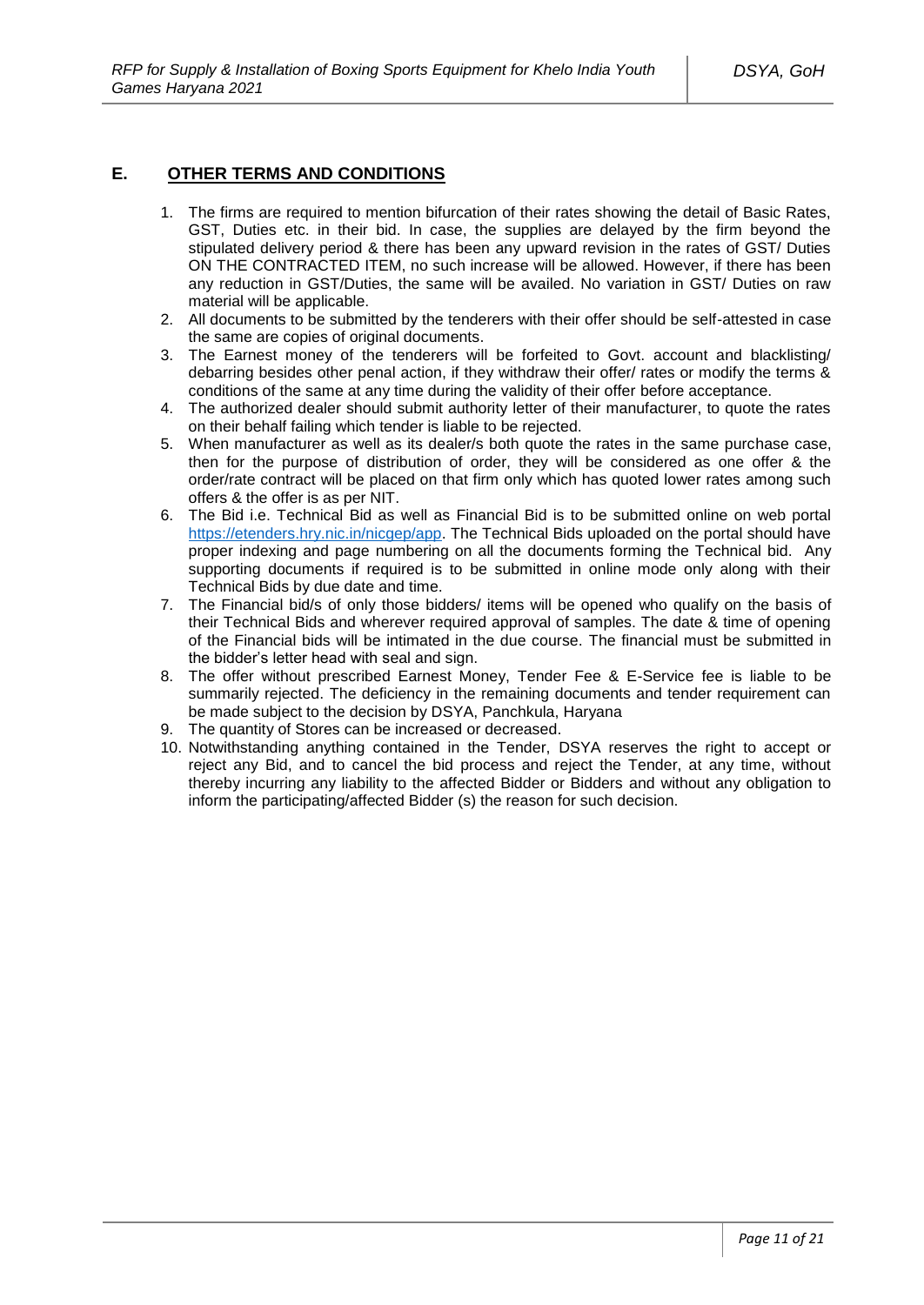## E. OTHER TERMS AND CONDITIONS

1. The firms are required to mention bifurcation of their rates showing the detail of Basic Rates, GST, Duties etc. in their bid. In case, the supplies are delayed by the firm beyond the stipulated delivery period & there has been any upward revision in the rates of GST/ Duties ON THE CONTRACTED ITEM, no such increase will be allowed. However, if there has been any reduction in GST/Duties, the same will be availed. No variation in GST/ Duties on raw material will be applicable.
2. All documents to be submitted by the tenderers with their offer should be self-attested in case the same are copies of original documents.
3. The Earnest money of the tenderers will be forfeited to Govt. account and blacklisting/ debarring besides other penal action, if they withdraw their offer/ rates or modify the terms & conditions of the same at any time during the validity of their offer before acceptance.
4. The authorized dealer should submit authority letter of their manufacturer, to quote the rates on their behalf failing which tender is liable to be rejected.
5. When manufacturer as well as its dealer/s both quote the rates in the same purchase case, then for the purpose of distribution of order, they will be considered as one offer & the order/rate contract will be placed on that firm only which has quoted lower rates among such offers & the offer is as per NIT.
6. The Bid i.e. Technical Bid as well as Financial Bid is to be submitted online on web portal https://etenders.hry.nic.in/nicgep/app. The Technical Bids uploaded on the portal should have proper indexing and page numbering on all the documents forming the Technical bid. Any supporting documents if required is to be submitted in online mode only along with their Technical Bids by due date and time.
7. The Financial bid/s of only those bidders/ items will be opened who qualify on the basis of their Technical Bids and wherever required approval of samples. The date & time of opening of the Financial bids will be intimated in the due course. The financial must be submitted in the bidder's letter head with seal and sign.
8. The offer without prescribed Earnest Money, Tender Fee & E-Service fee is liable to be summarily rejected. The deficiency in the remaining documents and tender requirement can be made subject to the decision by DSYA, Panchkula, Haryana
9. The quantity of Stores can be increased or decreased.
10. Notwithstanding anything contained in the Tender, DSYA reserves the right to accept or reject any Bid, and to cancel the bid process and reject the Tender, at any time, without thereby incurring any liability to the affected Bidder or Bidders and without any obligation to inform the participating/affected Bidder (s) the reason for such decision.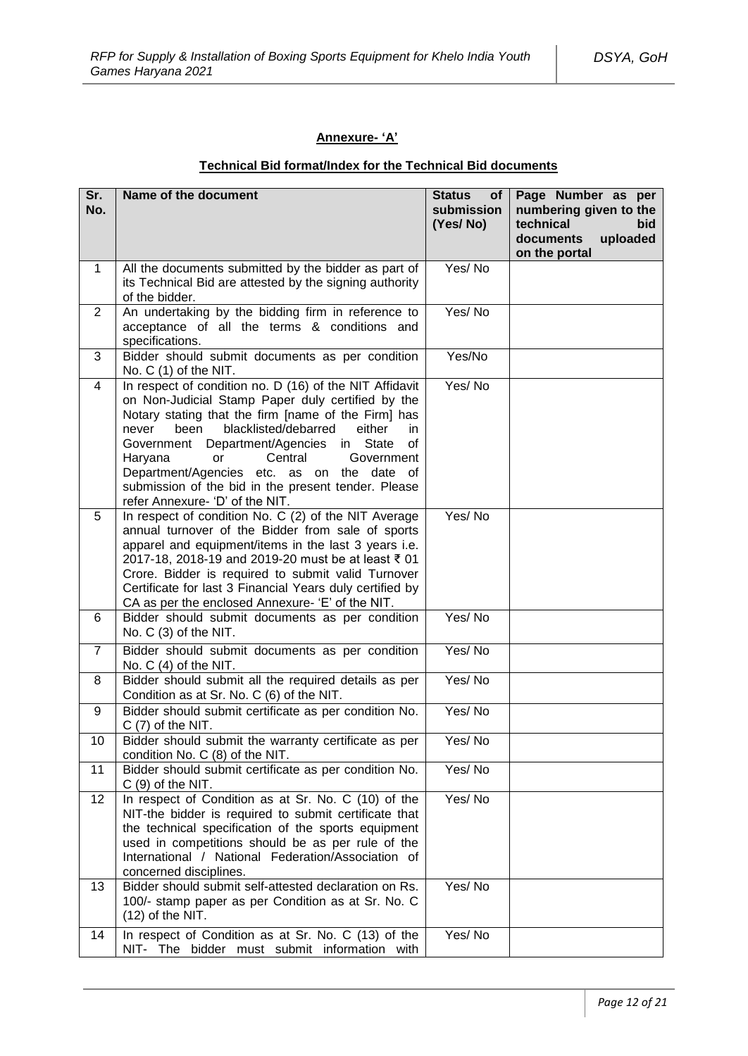## Annexure- 'A'

### Technical Bid format/Index for the Technical Bid documents

| Sr. No. | Name of the document | Status of submission (Yes/ No) | Page Number as per numbering given to the technical bid documents uploaded on the portal |
|---|---|---|---|
| 1 | All the documents submitted by the bidder as part of its Technical Bid are attested by the signing authority of the bidder. | Yes/ No | |
| 2 | An undertaking by the bidding firm in reference to acceptance of all the terms & conditions and specifications. | Yes/ No | |
| 3 | Bidder should submit documents as per condition No. C (1) of the NIT. | Yes/No | |
| 4 | In respect of condition no. D (16) of the NIT Affidavit on Non-Judicial Stamp Paper duly certified by the Notary stating that the firm [name of the Firm] has never been blacklisted/debarred either in Government Department/Agencies in State of Haryana or Central Government Department/Agencies etc. as on the date of submission of the bid in the present tender. Please refer Annexure- 'D' of the NIT. | Yes/ No | |
| 5 | In respect of condition No. C (2) of the NIT Average annual turnover of the Bidder from sale of sports apparel and equipment/items in the last 3 years i.e. 2017-18, 2018-19 and 2019-20 must be at least ₹ 01 Crore. Bidder is required to submit valid Turnover Certificate for last 3 Financial Years duly certified by CA as per the enclosed Annexure- 'E' of the NIT. | Yes/ No | |
| 6 | Bidder should submit documents as per condition No. C (3) of the NIT. | Yes/ No | |
| 7 | Bidder should submit documents as per condition No. C (4) of the NIT. | Yes/ No | |
| 8 | Bidder should submit all the required details as per Condition as at Sr. No. C (6) of the NIT. | Yes/ No | |
| 9 | Bidder should submit certificate as per condition No. C (7) of the NIT. | Yes/ No | |
| 10 | Bidder should submit the warranty certificate as per condition No. C (8) of the NIT. | Yes/ No | |
| 11 | Bidder should submit certificate as per condition No. C (9) of the NIT. | Yes/ No | |
| 12 | In respect of Condition as at Sr. No. C (10) of the NIT-the bidder is required to submit certificate that the technical specification of the sports equipment used in competitions should be as per rule of the International / National Federation/Association of concerned disciplines. | Yes/ No | |
| 13 | Bidder should submit self-attested declaration on Rs. 100/- stamp paper as per Condition as at Sr. No. C (12) of the NIT. | Yes/ No | |
| 14 | In respect of Condition as at Sr. No. C (13) of the NIT- The bidder must submit information with | Yes/ No | |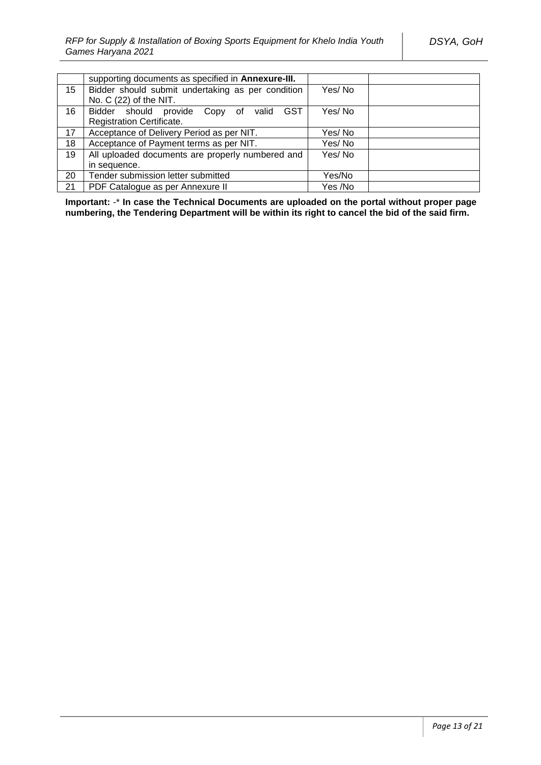| | | | |
|---|---|---|---|
| | supporting documents as specified in **Annexure-III.** | | |
| 15 | Bidder should submit undertaking as per condition No. C (22) of the NIT. | Yes/ No | |
| 16 | Bidder should provide Copy of valid GST Registration Certificate. | Yes/ No | |
| 17 | Acceptance of Delivery Period as per NIT. | Yes/ No | |
| 18 | Acceptance of Payment terms as per NIT. | Yes/ No | |
| 19 | All uploaded documents are properly numbered and in sequence. | Yes/ No | |
| 20 | Tender submission letter submitted | Yes/No | |
| 21 | PDF Catalogue as per Annexure II | Yes /No | |

**Important:** -* **In case the Technical Documents are uploaded on the portal without proper page numbering, the Tendering Department will be within its right to cancel the bid of the said firm.**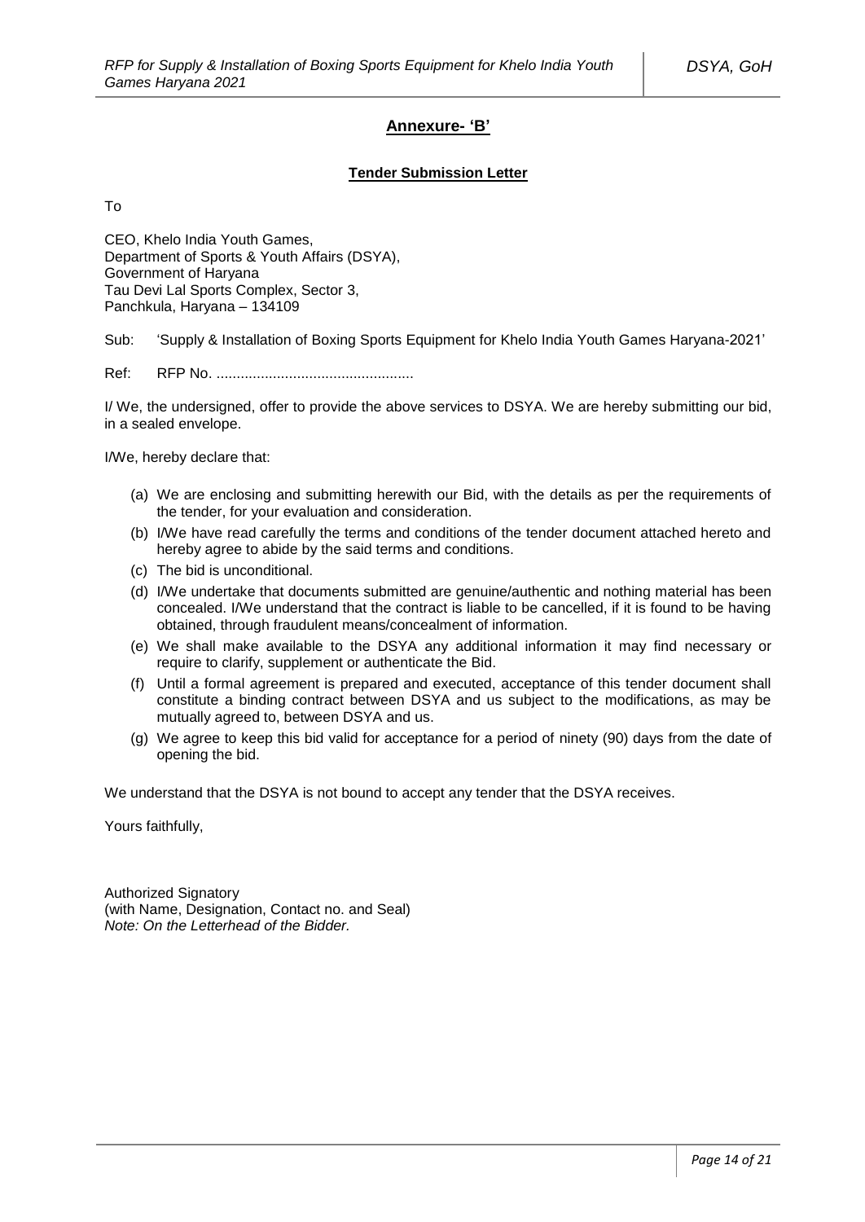## Annexure- 'B'

### Tender Submission Letter

To

CEO, Khelo India Youth Games,
Department of Sports & Youth Affairs (DSYA),
Government of Haryana
Tau Devi Lal Sports Complex, Sector 3,
Panchkula, Haryana – 134109

Sub: 'Supply & Installation of Boxing Sports Equipment for Khelo India Youth Games Haryana-2021'

Ref: RFP No. .................................................

I/ We, the undersigned, offer to provide the above services to DSYA. We are hereby submitting our bid, in a sealed envelope.

I/We, hereby declare that:

(a) We are enclosing and submitting herewith our Bid, with the details as per the requirements of the tender, for your evaluation and consideration.
(b) I/We have read carefully the terms and conditions of the tender document attached hereto and hereby agree to abide by the said terms and conditions.
(c) The bid is unconditional.
(d) I/We undertake that documents submitted are genuine/authentic and nothing material has been concealed. I/We understand that the contract is liable to be cancelled, if it is found to be having obtained, through fraudulent means/concealment of information.
(e) We shall make available to the DSYA any additional information it may find necessary or require to clarify, supplement or authenticate the Bid.
(f) Until a formal agreement is prepared and executed, acceptance of this tender document shall constitute a binding contract between DSYA and us subject to the modifications, as may be mutually agreed to, between DSYA and us.
(g) We agree to keep this bid valid for acceptance for a period of ninety (90) days from the date of opening the bid.

We understand that the DSYA is not bound to accept any tender that the DSYA receives.

Yours faithfully,

Authorized Signatory
(with Name, Designation, Contact no. and Seal)
*Note: On the Letterhead of the Bidder.*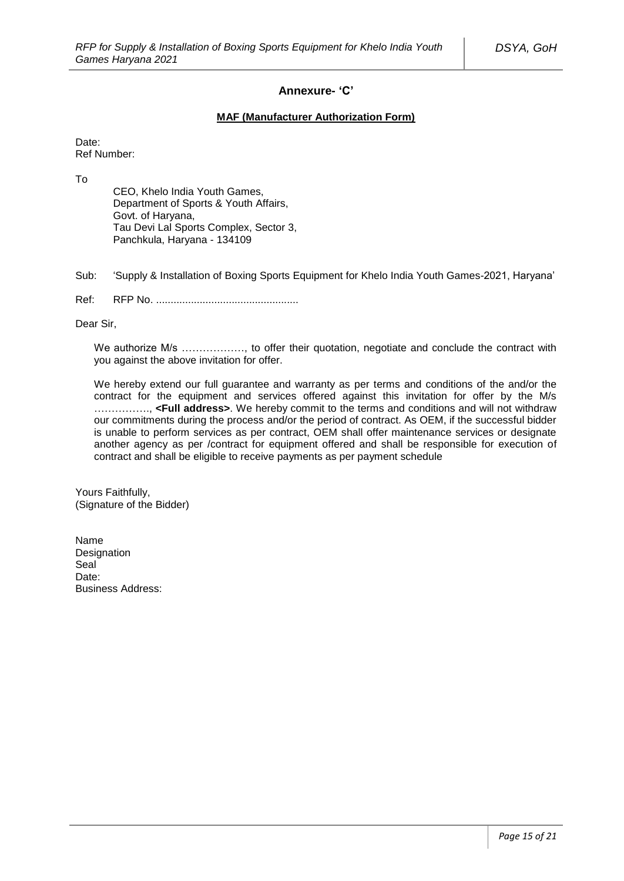## Annexure- 'C'

**MAF (Manufacturer Authorization Form)**

Date:
Ref Number:

To

CEO, Khelo India Youth Games,
Department of Sports & Youth Affairs,
Govt. of Haryana,
Tau Devi Lal Sports Complex, Sector 3,
Panchkula, Haryana - 134109

Sub: 'Supply & Installation of Boxing Sports Equipment for Khelo India Youth Games-2021, Haryana'

Ref: RFP No. .................................................

Dear Sir,

We authorize M/s ………………, to offer their quotation, negotiate and conclude the contract with you against the above invitation for offer.

We hereby extend our full guarantee and warranty as per terms and conditions of the and/or the contract for the equipment and services offered against this invitation for offer by the M/s ……………., **<Full address>**. We hereby commit to the terms and conditions and will not withdraw our commitments during the process and/or the period of contract. As OEM, if the successful bidder is unable to perform services as per contract, OEM shall offer maintenance services or designate another agency as per /contract for equipment offered and shall be responsible for execution of contract and shall be eligible to receive payments as per payment schedule

Yours Faithfully,
(Signature of the Bidder)

Name
Designation
Seal
Date:
Business Address: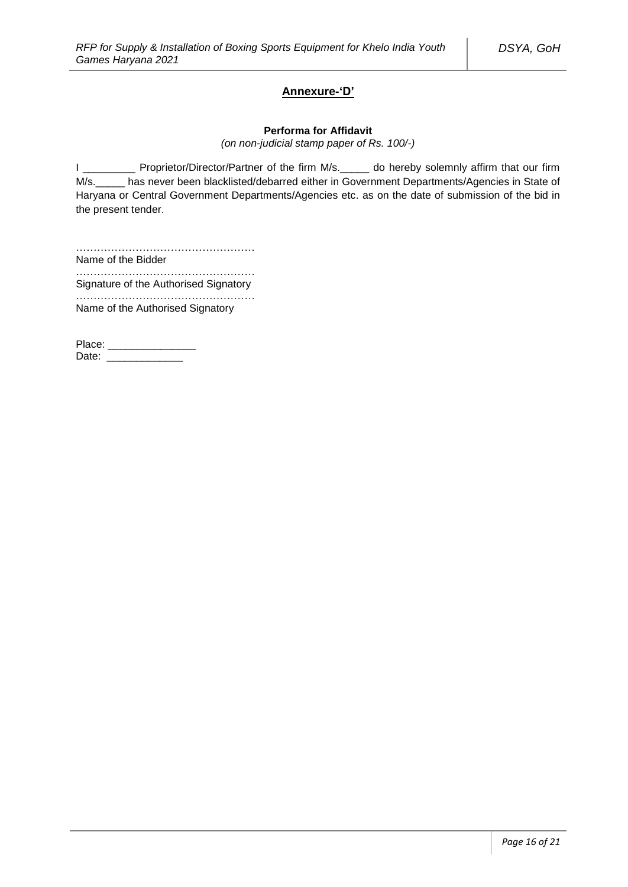## **Annexure-'D'**

**Performa for Affidavit**

*(on non-judicial stamp paper of Rs. 100/-)*

I _________ Proprietor/Director/Partner of the firm M/s._____ do hereby solemnly affirm that our firm M/s._____ has never been blacklisted/debarred either in Government Departments/Agencies in State of Haryana or Central Government Departments/Agencies etc. as on the date of submission of the bid in the present tender.

……………………………………………
Name of the Bidder

……………………………………………
Signature of the Authorised Signatory

……………………………………………
Name of the Authorised Signatory

Place: _______________
Date: _____________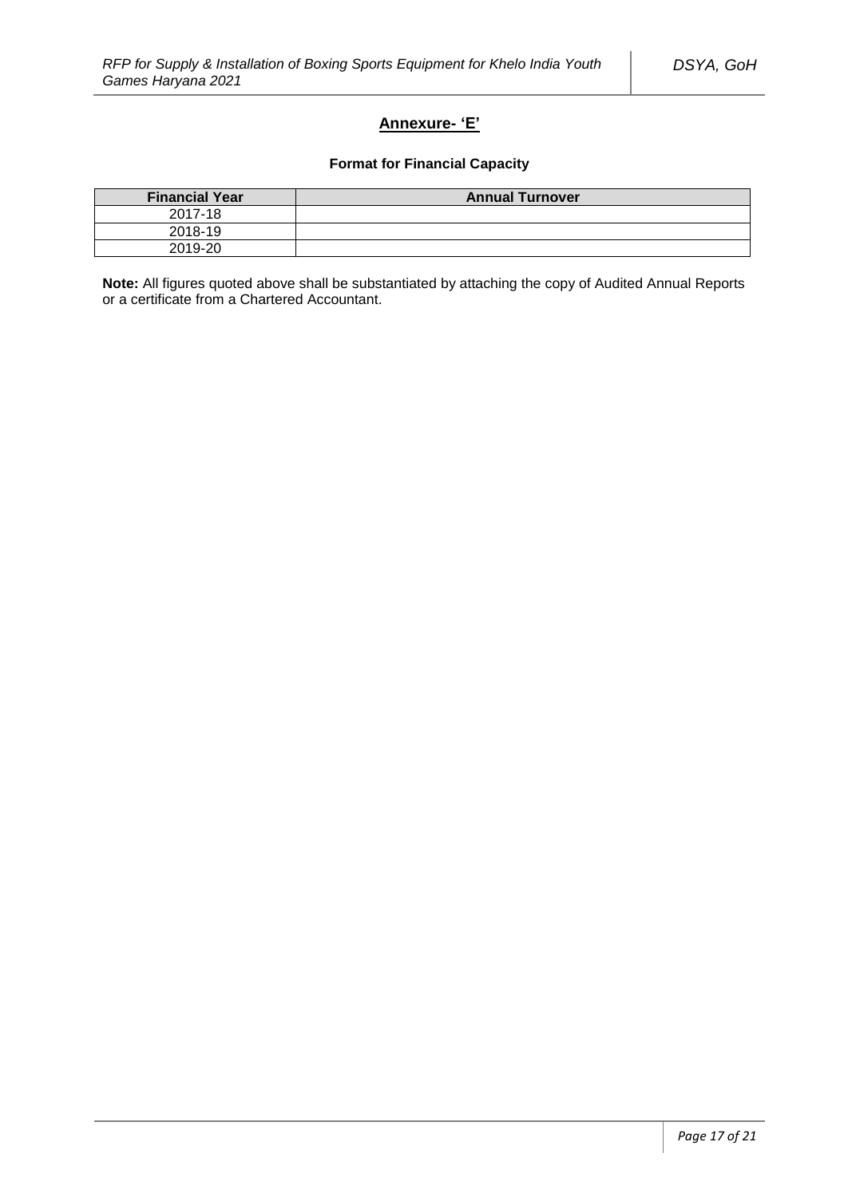## Annexure- 'E'

**Format for Financial Capacity**

| Financial Year | Annual Turnover |
|---|---|
| 2017-18 | |
| 2018-19 | |
| 2019-20 | |

**Note:** All figures quoted above shall be substantiated by attaching the copy of Audited Annual Reports or a certificate from a Chartered Accountant.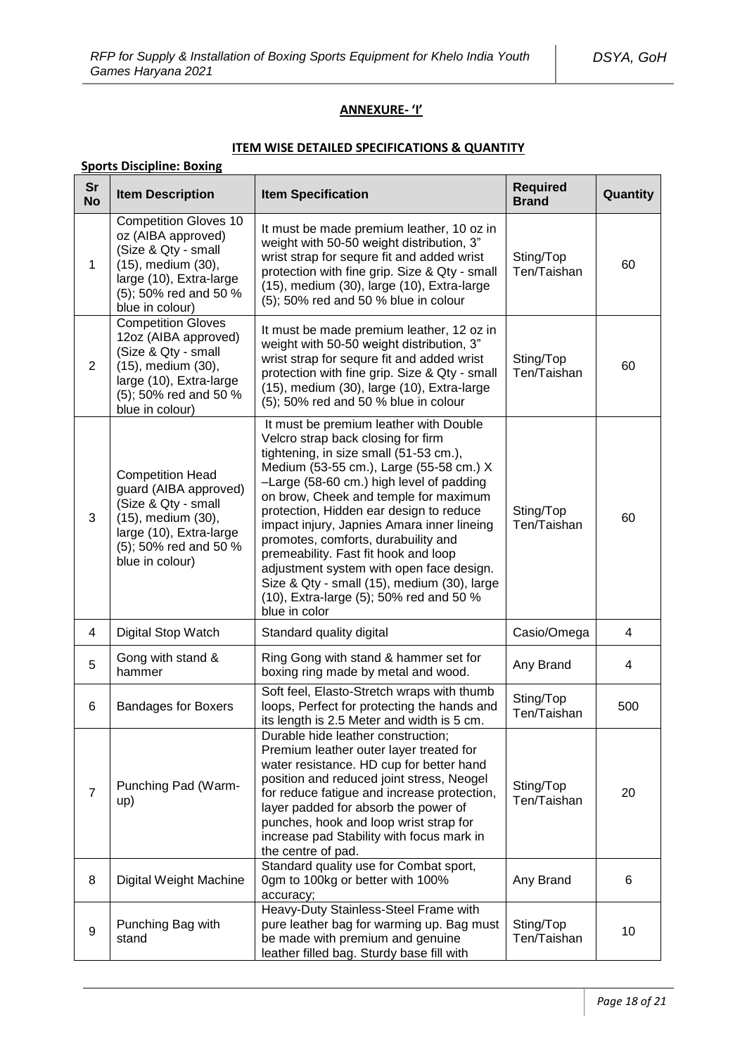## ANNEXURE- 'I'

## ITEM WISE DETAILED SPECIFICATIONS & QUANTITY

**Sports Discipline: Boxing**

| Sr No | Item Description | Item Specification | Required Brand | Quantity |
|---|---|---|---|---|
| 1 | Competition Gloves 10 oz (AIBA approved) (Size & Qty - small (15), medium (30), large (10), Extra-large (5); 50% red and 50 % blue in colour) | It must be made premium leather, 10 oz in weight with 50-50 weight distribution, 3" wrist strap for sequre fit and added wrist protection with fine grip. Size & Qty - small (15), medium (30), large (10), Extra-large (5); 50% red and 50 % blue in colour | Sting/Top Ten/Taishan | 60 |
| 2 | Competition Gloves 12oz (AIBA approved) (Size & Qty - small (15), medium (30), large (10), Extra-large (5); 50% red and 50 % blue in colour) | It must be made premium leather, 12 oz in weight with 50-50 weight distribution, 3" wrist strap for sequre fit and added wrist protection with fine grip. Size & Qty - small (15), medium (30), large (10), Extra-large (5); 50% red and 50 % blue in colour | Sting/Top Ten/Taishan | 60 |
| 3 | Competition Head guard (AIBA approved) (Size & Qty - small (15), medium (30), large (10), Extra-large (5); 50% red and 50 % blue in colour) | It must be premium leather with Double Velcro strap back closing for firm tightening, in size small (51-53 cm.), Medium (53-55 cm.), Large (55-58 cm.) X –Large (58-60 cm.) high level of padding on brow, Cheek and temple for maximum protection, Hidden ear design to reduce impact injury, Japnies Amara inner lineing promotes, comforts, durabuility and premeability. Fast fit hook and loop adjustment system with open face design. Size & Qty - small (15), medium (30), large (10), Extra-large (5); 50% red and 50 % blue in color | Sting/Top Ten/Taishan | 60 |
| 4 | Digital Stop Watch | Standard quality digital | Casio/Omega | 4 |
| 5 | Gong with stand & hammer | Ring Gong with stand & hammer set for boxing ring made by metal and wood. | Any Brand | 4 |
| 6 | Bandages for Boxers | Soft feel, Elasto-Stretch wraps with thumb loops, Perfect for protecting the hands and its length is 2.5 Meter and width is 5 cm. | Sting/Top Ten/Taishan | 500 |
| 7 | Punching Pad (Warm-up) | Durable hide leather construction; Premium leather outer layer treated for water resistance. HD cup for better hand position and reduced joint stress, Neogel for reduce fatigue and increase protection, layer padded for absorb the power of punches, hook and loop wrist strap for increase pad Stability with focus mark in the centre of pad. | Sting/Top Ten/Taishan | 20 |
| 8 | Digital Weight Machine | Standard quality use for Combat sport, 0gm to 100kg or better with 100% accuracy; | Any Brand | 6 |
| 9 | Punching Bag with stand | Heavy-Duty Stainless-Steel Frame with pure leather bag for warming up. Bag must be made with premium and genuine leather filled bag. Sturdy base fill with | Sting/Top Ten/Taishan | 10 |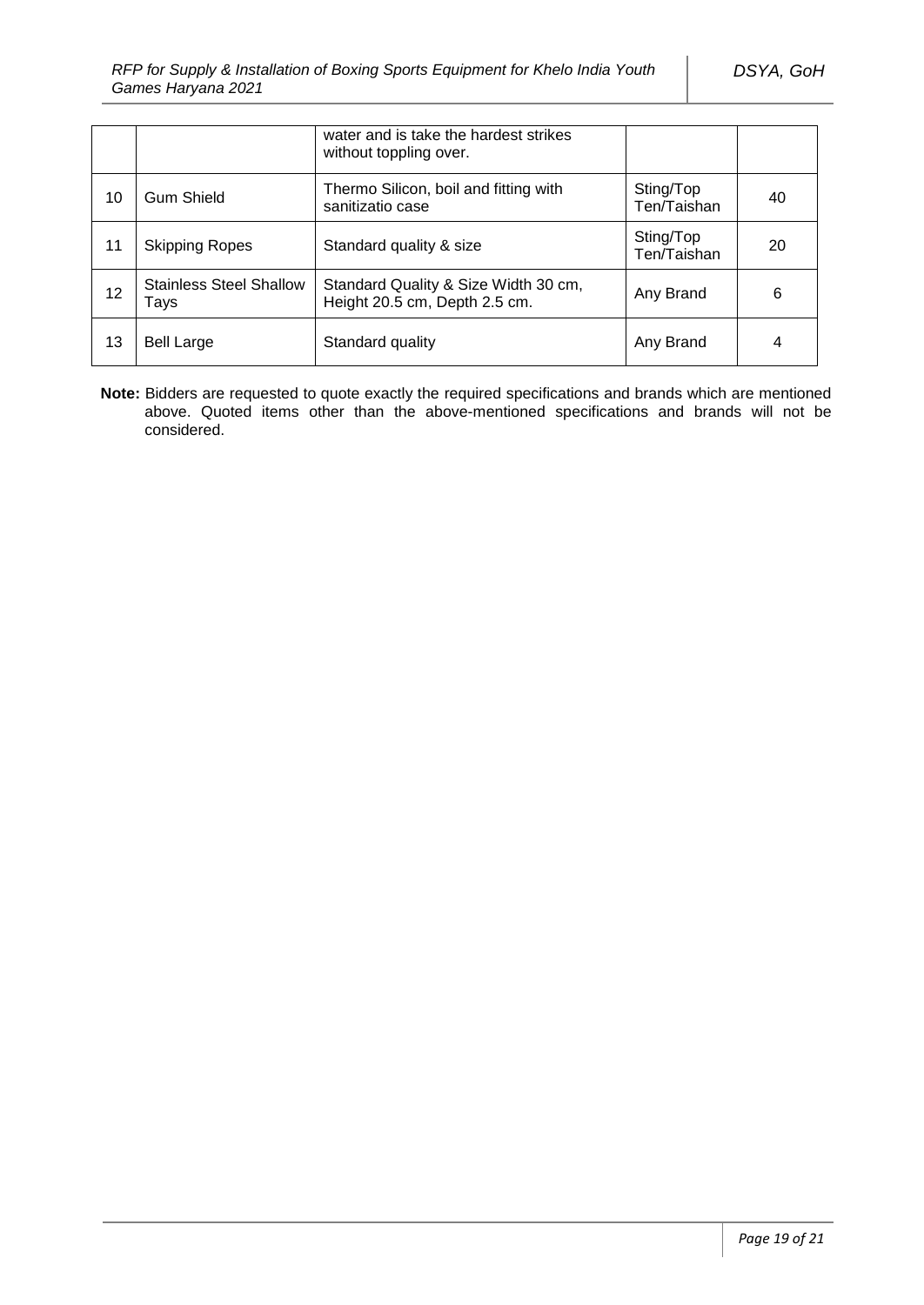| | | | | |
|---|---|---|---|---|
| | | water and is take the hardest strikes without toppling over. | | |
| 10 | Gum Shield | Thermo Silicon, boil and fitting with sanitizatio case | Sting/Top Ten/Taishan | 40 |
| 11 | Skipping Ropes | Standard quality & size | Sting/Top Ten/Taishan | 20 |
| 12 | Stainless Steel Shallow Tays | Standard Quality & Size Width 30 cm, Height 20.5 cm, Depth 2.5 cm. | Any Brand | 6 |
| 13 | Bell Large | Standard quality | Any Brand | 4 |

**Note:** Bidders are requested to quote exactly the required specifications and brands which are mentioned above. Quoted items other than the above-mentioned specifications and brands will not be considered.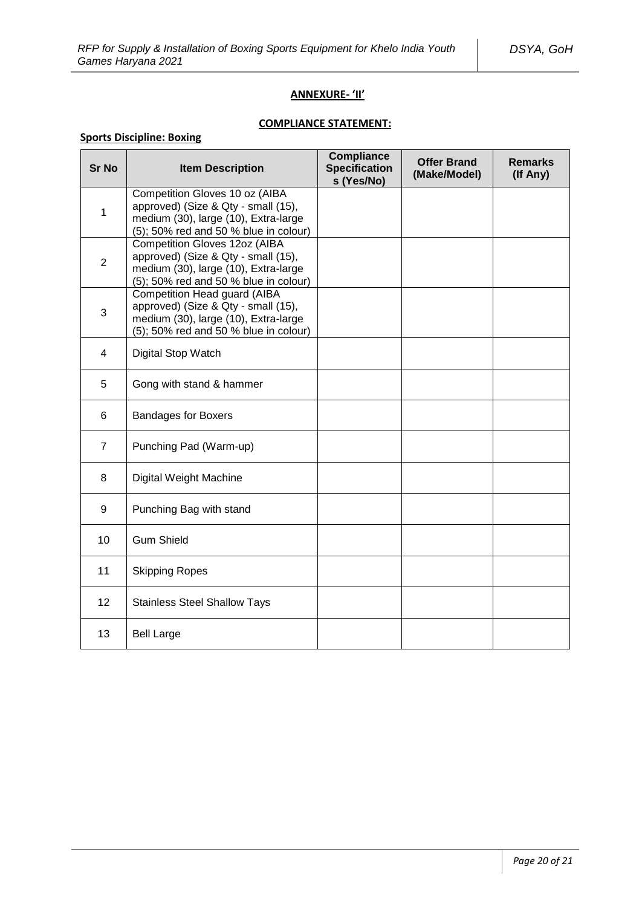**ANNEXURE- 'II'**

**COMPLIANCE STATEMENT:**

**Sports Discipline: Boxing**

| Sr No | Item Description | Compliance Specifications (Yes/No) | Offer Brand (Make/Model) | Remarks (If Any) |
|---|---|---|---|---|
| 1 | Competition Gloves 10 oz (AIBA approved) (Size & Qty - small (15), medium (30), large (10), Extra-large (5); 50% red and 50 % blue in colour) | | | |
| 2 | Competition Gloves 12oz (AIBA approved) (Size & Qty - small (15), medium (30), large (10), Extra-large (5); 50% red and 50 % blue in colour) | | | |
| 3 | Competition Head guard (AIBA approved) (Size & Qty - small (15), medium (30), large (10), Extra-large (5); 50% red and 50 % blue in colour) | | | |
| 4 | Digital Stop Watch | | | |
| 5 | Gong with stand & hammer | | | |
| 6 | Bandages for Boxers | | | |
| 7 | Punching Pad (Warm-up) | | | |
| 8 | Digital Weight Machine | | | |
| 9 | Punching Bag with stand | | | |
| 10 | Gum Shield | | | |
| 11 | Skipping Ropes | | | |
| 12 | Stainless Steel Shallow Tays | | | |
| 13 | Bell Large | | | |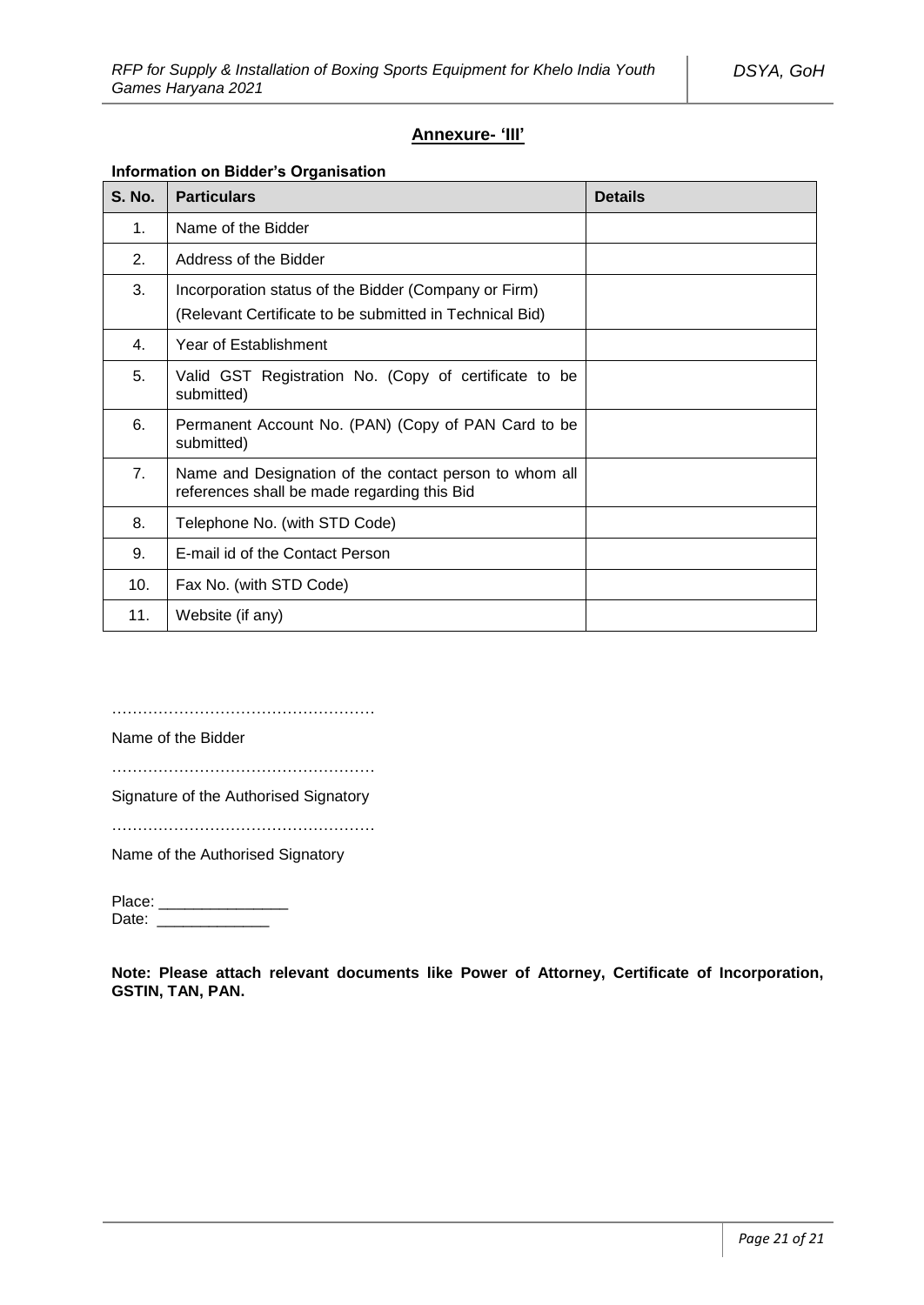## **Annexure- 'III'**

**Information on Bidder's Organisation**

| S. No. | Particulars | Details |
|---|---|---|
| 1. | Name of the Bidder | |
| 2. | Address of the Bidder | |
| 3. | Incorporation status of the Bidder (Company or Firm)<br>(Relevant Certificate to be submitted in Technical Bid) | |
| 4. | Year of Establishment | |
| 5. | Valid GST Registration No. (Copy of certificate to be submitted) | |
| 6. | Permanent Account No. (PAN) (Copy of PAN Card to be submitted) | |
| 7. | Name and Designation of the contact person to whom all references shall be made regarding this Bid | |
| 8. | Telephone No. (with STD Code) | |
| 9. | E-mail id of the Contact Person | |
| 10. | Fax No. (with STD Code) | |
| 11. | Website (if any) | |

……………………………………………

Name of the Bidder

……………………………………………

Signature of the Authorised Signatory

……………………………………………

Name of the Authorised Signatory

Place: _______________

Date: _____________

**Note: Please attach relevant documents like Power of Attorney, Certificate of Incorporation, GSTIN, TAN, PAN.**